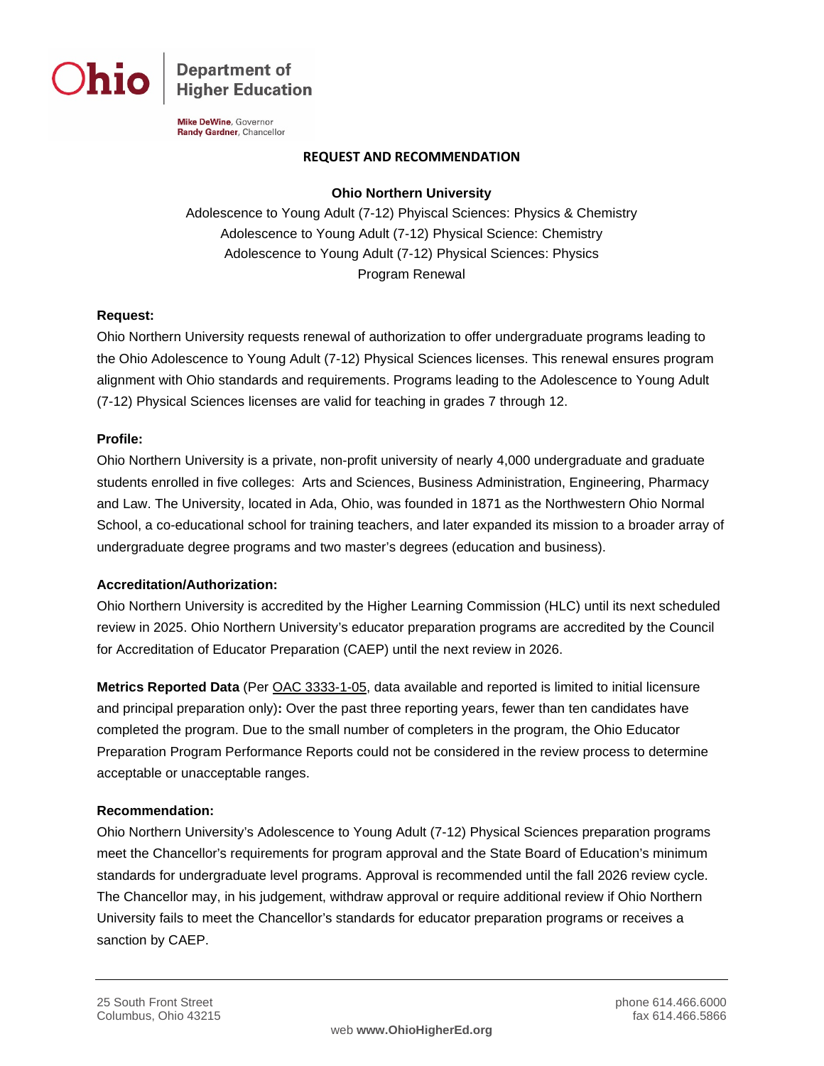Ohio | Department of Higher Education

**Mike DeWine**, Governor
**Randy Gardner**, Chancellor

## REQUEST AND RECOMMENDATION

**Ohio Northern University**

Adolescence to Young Adult (7-12) Phyiscal Sciences: Physics & Chemistry
Adolescence to Young Adult (7-12) Physical Science: Chemistry
Adolescence to Young Adult (7-12) Physical Sciences: Physics
Program Renewal

### Request:

Ohio Northern University requests renewal of authorization to offer undergraduate programs leading to the Ohio Adolescence to Young Adult (7-12) Physical Sciences licenses. This renewal ensures program alignment with Ohio standards and requirements. Programs leading to the Adolescence to Young Adult (7-12) Physical Sciences licenses are valid for teaching in grades 7 through 12.

### Profile:

Ohio Northern University is a private, non-profit university of nearly 4,000 undergraduate and graduate students enrolled in five colleges: Arts and Sciences, Business Administration, Engineering, Pharmacy and Law. The University, located in Ada, Ohio, was founded in 1871 as the Northwestern Ohio Normal School, a co-educational school for training teachers, and later expanded its mission to a broader array of undergraduate degree programs and two master's degrees (education and business).

### Accreditation/Authorization:

Ohio Northern University is accredited by the Higher Learning Commission (HLC) until its next scheduled review in 2025. Ohio Northern University's educator preparation programs are accredited by the Council for Accreditation of Educator Preparation (CAEP) until the next review in 2026.

**Metrics Reported Data** (Per OAC 3333-1-05, data available and reported is limited to initial licensure and principal preparation only)**:** Over the past three reporting years, fewer than ten candidates have completed the program. Due to the small number of completers in the program, the Ohio Educator Preparation Program Performance Reports could not be considered in the review process to determine acceptable or unacceptable ranges.

### Recommendation:

Ohio Northern University's Adolescence to Young Adult (7-12) Physical Sciences preparation programs meet the Chancellor's requirements for program approval and the State Board of Education's minimum standards for undergraduate level programs. Approval is recommended until the fall 2026 review cycle. The Chancellor may, in his judgement, withdraw approval or require additional review if Ohio Northern University fails to meet the Chancellor's standards for educator preparation programs or receives a sanction by CAEP.

25 South Front Street
Columbus, Ohio 43215

phone 614.466.6000
fax 614.466.5866

web **www.OhioHigherEd.org**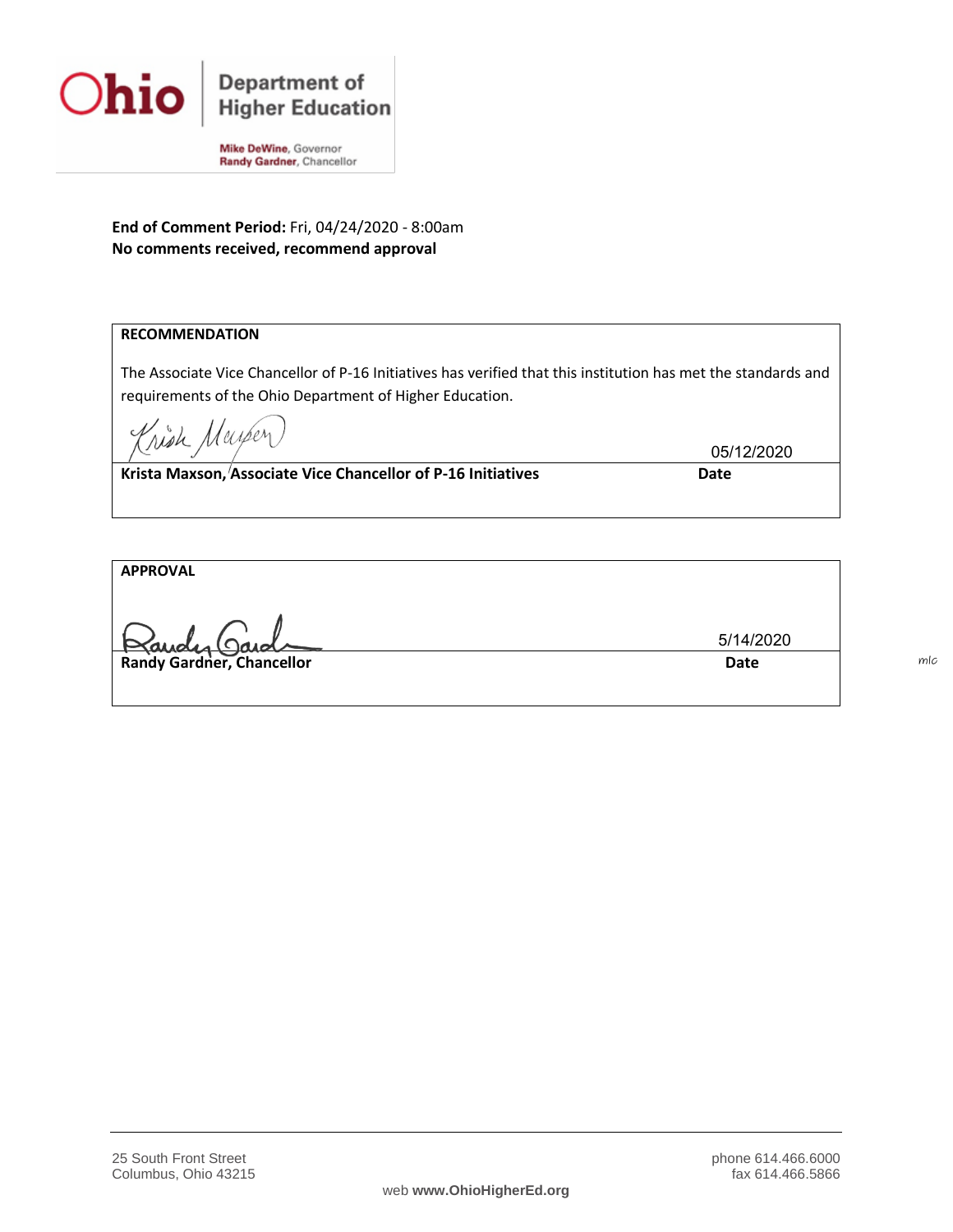Ohio Department of Higher Education

Mike DeWine, Governor
Randy Gardner, Chancellor

**End of Comment Period:** Fri, 04/24/2020 - 8:00am
**No comments received, recommend approval**

**RECOMMENDATION**

The Associate Vice Chancellor of P-16 Initiatives has verified that this institution has met the standards and requirements of the Ohio Department of Higher Education.

05/12/2020

**Krista Maxson, Associate Vice Chancellor of P-16 Initiatives** **Date**

**APPROVAL**

5/14/2020

**Randy Gardner, Chancellor** **Date**

mlc

25 South Front Street
Columbus, Ohio 43215

phone 614.466.6000
fax 614.466.5866

web **www.OhioHigherEd.org**